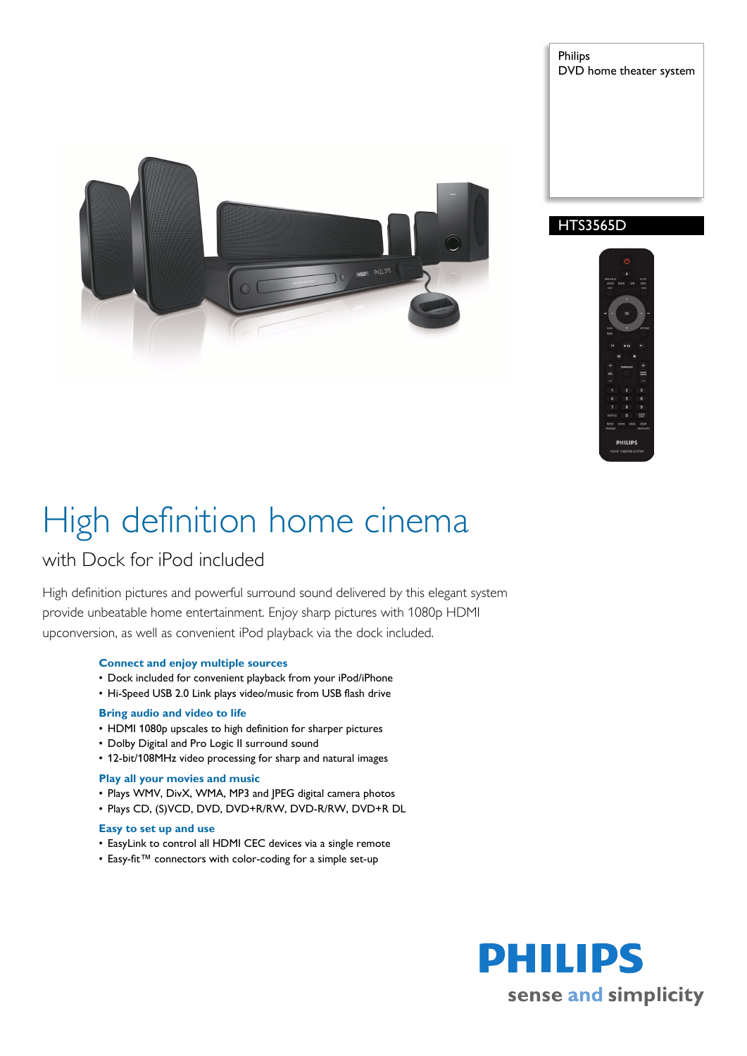Philips
DVD home theater system

HTS3565D

# High definition home cinema

## with Dock for iPod included

High definition pictures and powerful surround sound delivered by this elegant system provide unbeatable home entertainment. Enjoy sharp pictures with 1080p HDMI upconversion, as well as convenient iPod playback via the dock included.

### Connect and enjoy multiple sources

- Dock included for convenient playback from your iPod/iPhone
- Hi-Speed USB 2.0 Link plays video/music from USB flash drive

### Bring audio and video to life

- HDMI 1080p upscales to high definition for sharper pictures
- Dolby Digital and Pro Logic II surround sound
- 12-bit/108MHz video processing for sharp and natural images

### Play all your movies and music

- Plays WMV, DivX, WMA, MP3 and JPEG digital camera photos
- Plays CD, (S)VCD, DVD, DVD+R/RW, DVD-R/RW, DVD+R DL

### Easy to set up and use

- EasyLink to control all HDMI CEC devices via a single remote
- Easy-fit™ connectors with color-coding for a simple set-up

PHILIPS
sense and simplicity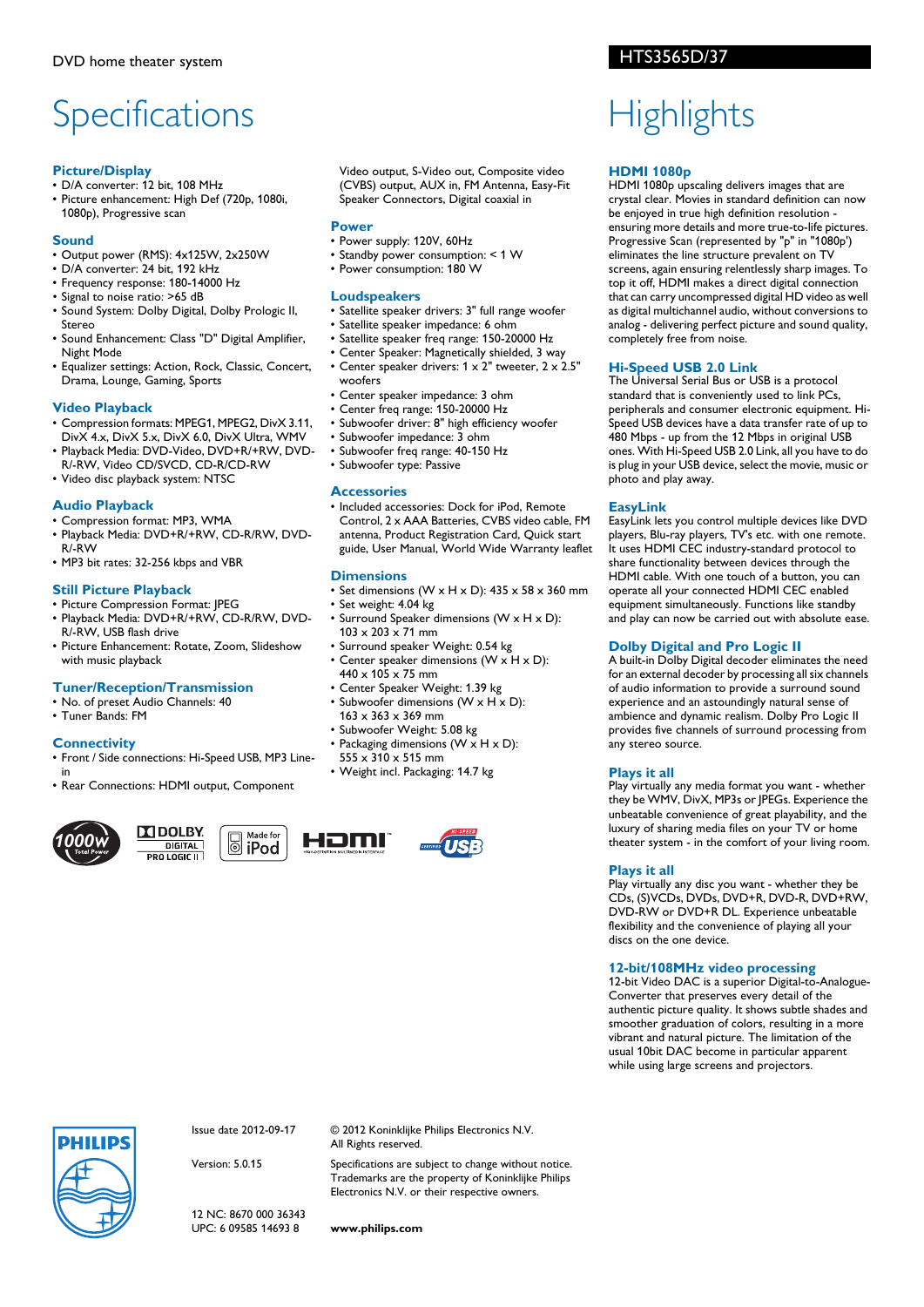DVD home theater system

HTS3565D/37

# Specifications

### Picture/Display
- D/A converter: 12 bit, 108 MHz
- Picture enhancement: High Def (720p, 1080i, 1080p), Progressive scan

### Sound
- Output power (RMS): 4x125W, 2x250W
- D/A converter: 24 bit, 192 kHz
- Frequency response: 180-14000 Hz
- Signal to noise ratio: >65 dB
- Sound System: Dolby Digital, Dolby Prologic II, Stereo
- Sound Enhancement: Class "D" Digital Amplifier, Night Mode
- Equalizer settings: Action, Rock, Classic, Concert, Drama, Lounge, Gaming, Sports

### Video Playback
- Compression formats: MPEG1, MPEG2, DivX 3.11, DivX 4.x, DivX 5.x, DivX 6.0, DivX Ultra, WMV
- Playback Media: DVD-Video, DVD+R/+RW, DVD-R/-RW, Video CD/SVCD, CD-R/CD-RW
- Video disc playback system: NTSC

### Audio Playback
- Compression format: MP3, WMA
- Playback Media: DVD+R/+RW, CD-R/RW, DVD-R/-RW
- MP3 bit rates: 32-256 kbps and VBR

### Still Picture Playback
- Picture Compression Format: JPEG
- Playback Media: DVD+R/+RW, CD-R/RW, DVD-R/-RW, USB flash drive
- Picture Enhancement: Rotate, Zoom, Slideshow with music playback

### Tuner/Reception/Transmission
- No. of preset Audio Channels: 40
- Tuner Bands: FM

### Connectivity
- Front / Side connections: Hi-Speed USB, MP3 Line-in
- Rear Connections: HDMI output, Component Video output, S-Video out, Composite video (CVBS) output, AUX in, FM Antenna, Easy-Fit Speaker Connectors, Digital coaxial in

### Power
- Power supply: 120V, 60Hz
- Standby power consumption: < 1 W
- Power consumption: 180 W

### Loudspeakers
- Satellite speaker drivers: 3" full range woofer
- Satellite speaker impedance: 6 ohm
- Satellite speaker freq range: 150-20000 Hz
- Center Speaker: Magnetically shielded, 3 way
- Center speaker drivers: 1 x 2" tweeter, 2 x 2.5" woofers
- Center speaker impedance: 3 ohm
- Center freq range: 150-20000 Hz
- Subwoofer driver: 8" high efficiency woofer
- Subwoofer impedance: 3 ohm
- Subwoofer freq range: 40-150 Hz
- Subwoofer type: Passive

### Accessories
- Included accessories: Dock for iPod, Remote Control, 2 x AAA Batteries, CVBS video cable, FM antenna, Product Registration Card, Quick start guide, User Manual, World Wide Warranty leaflet

### Dimensions
- Set dimensions (W x H x D): 435 x 58 x 360 mm
- Set weight: 4.04 kg
- Surround Speaker dimensions (W x H x D): 103 x 203 x 71 mm
- Surround speaker Weight: 0.54 kg
- Center Speaker dimensions (W x H x D): 440 x 105 x 75 mm
- Center Speaker Weight: 1.39 kg
- Subwoofer dimensions (W x H x D): 163 x 363 x 369 mm
- Subwoofer Weight: 5.08 kg
- Packaging dimensions (W x H x D): 555 x 310 x 515 mm
- Weight incl. Packaging: 14.7 kg

1000W Total Power · DOLBY DIGITAL PRO LOGIC II · Made for iPod · HDMI · Certified Hi-Speed USB

# Highlights

### HDMI 1080p
HDMI 1080p upscaling delivers images that are crystal clear. Movies in standard definition can now be enjoyed in true high definition resolution - ensuring more details and more true-to-life pictures. Progressive Scan (represented by "p" in "1080p") eliminates the line structure prevalent on TV screens, again ensuring relentlessly sharp images. To top it off, HDMI makes a direct digital connection that can carry uncompressed digital HD video as well as digital multichannel audio, without conversions to analog - delivering perfect picture and sound quality, completely free from noise.

### Hi-Speed USB 2.0 Link
The Universal Serial Bus or USB is a protocol standard that is conveniently used to link PCs, peripherals and consumer electronic equipment. Hi-Speed USB devices have a data transfer rate of up to 480 Mbps - up from the 12 Mbps in original USB ones. With Hi-Speed USB 2.0 Link, all you have to do is plug in your USB device, select the movie, music or photo and play away.

### EasyLink
EasyLink lets you control multiple devices like DVD players, Blu-ray players, TV's etc. with one remote. It uses HDMI CEC industry-standard protocol to share functionality between devices through the HDMI cable. With one touch of a button, you can operate all your connected HDMI CEC enabled equipment simultaneously. Functions like standby and play can now be carried out with absolute ease.

### Dolby Digital and Pro Logic II
A built-in Dolby Digital decoder eliminates the need for an external decoder by processing all six channels of audio information to provide a surround sound experience and an astoundingly natural sense of ambience and dynamic realism. Dolby Pro Logic II provides five channels of surround processing from any stereo source.

### Plays it all
Play virtually any media format you want - whether they be WMV, DivX, MP3s or JPEGs. Experience the unbeatable convenience of great playability, and the luxury of sharing media files on your TV or home theater system - in the comfort of your living room.

### Plays it all
Play virtually any disc you want - whether they be CDs, (S)VCDs, DVDs, DVD+R, DVD-R, DVD+RW, DVD-RW or DVD+R DL. Experience unbeatable flexibility and the convenience of playing all your discs on the one device.

### 12-bit/108MHz video processing
12-bit Video DAC is a superior Digital-to-Analogue-Converter that preserves every detail of the authentic picture quality. It shows subtle shades and smoother graduation of colors, resulting in a more vibrant and natural picture. The limitation of the usual 10bit DAC become in particular apparent while using large screens and projectors.

PHILIPS

Issue date 2012-09-17

Version: 5.0.15

12 NC: 8670 000 36343
UPC: 6 09585 14693 8

© 2012 Koninklijke Philips Electronics N.V.
All Rights reserved.

Specifications are subject to change without notice. Trademarks are the property of Koninklijke Philips Electronics N.V. or their respective owners.

**www.philips.com**